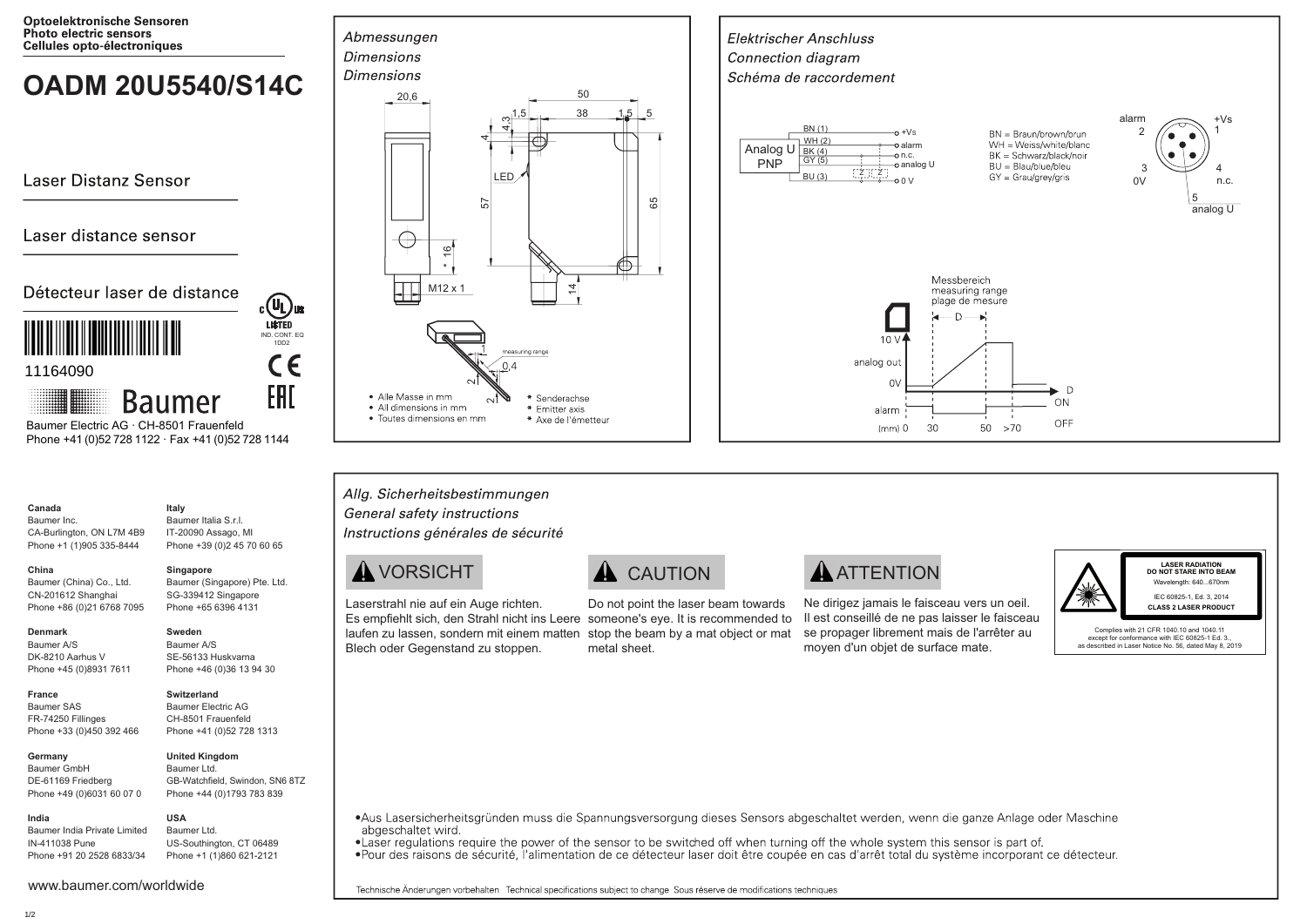**Optoelektronische Sensoren**
**Photo electric sensors**
**Cellules opto-électroniques**

# OADM 20U5540/S14C

## Laser Distanz Sensor

## Laser distance sensor

## Détecteur laser de distance

11164090

Baumer

Baumer Electric AG · CH-8501 Frauenfeld
Phone +41 (0)52 728 1122 · Fax +41 (0)52 728 1144

*Abmessungen*
*Dimensions*
*Dimensions*

- Alle Masse in mm
- All dimensions in mm
- Toutes dimensions en mm

\* Senderachse
\* Emitter axis
\* Axe de l'émetteur

*Elektrischer Anschluss*
*Connection diagram*
*Schéma de raccordement*

| Pin | Wire | Function |
|---|---|---|
| 1 | BN | +Vs |
| 2 | WH | alarm |
| 4 | BK | n.c. |
| 5 | GY | analog U |
| 3 | BU | 0 V |

BN = Braun/brown/brun
WH = Weiss/white/blanc
BK = Schwarz/black/noir
BU = Blau/blue/bleu
GY = Grau/grey/gris

Messbereich
measuring range
plage de mesure

*Allg. Sicherheitsbestimmungen*
*General safety instructions*
*Instructions générales de sécurité*

**VORSICHT**

Laserstrahl nie auf ein Auge richten.
Es empfiehlt sich, den Strahl nicht ins Leere laufen zu lassen, sondern mit einem matten Blech oder Gegenstand zu stoppen.

**CAUTION**

Do not point the laser beam towards someone's eye. It is recommended to stop the beam by a mat object or mat metal sheet.

**ATTENTION**

Ne dirigez jamais le faisceau vers un oeil.
Il est conseillé de ne pas laisser le faisceau se propager librement mais de l'arrêter au moyen d'un objet de surface mate.

**LASER RADIATION**
**DO NOT STARE INTO BEAM**
Wavelength: 640...670nm
IEC 60825-1, Ed. 3, 2014
**CLASS 2 LASER PRODUCT**

Complies with 21 CFR 1040.10 and 1040.11 except for conformance with IEC 60825-1 Ed. 3., as described in Laser Notice No. 56, dated May 8, 2019

- Aus Lasersicherheitsgründen muss die Spannungsversorgung dieses Sensors abgeschaltet werden, wenn die ganze Anlage oder Maschine abgeschaltet wird.
- Laser regulations require the power of the sensor to be switched off when turning off the whole system this sensor is part of.
- Pour des raisons de sécurité, l'alimentation de ce détecteur laser doit être coupée en cas d'arrêt total du système incorporant ce détecteur.

Technische Änderungen vorbehalten   Technical specifications subject to change   Sous réserve de modifications techniques

**Canada**
Baumer Inc.
CA-Burlington, ON L7M 4B9
Phone +1 (1)905 335-8444

**China**
Baumer (China) Co., Ltd.
CN-201612 Shanghai
Phone +86 (0)21 6768 7095

**Denmark**
Baumer A/S
DK-8210 Aarhus V
Phone +45 (0)8931 7611

**France**
Baumer SAS
FR-74250 Fillinges
Phone +33 (0)450 392 466

**Germany**
Baumer GmbH
DE-61169 Friedberg
Phone +49 (0)6031 60 07 0

**India**
Baumer India Private Limited
IN-411038 Pune
Phone +91 20 2528 6833/34

**Italy**
Baumer Italia S.r.l.
IT-20090 Assago, MI
Phone +39 (0)2 45 70 60 65

**Singapore**
Baumer (Singapore) Pte. Ltd.
SG-339412 Singapore
Phone +65 6396 4131

**Sweden**
Baumer A/S
SE-56133 Huskvarna
Phone +46 (0)36 13 94 30

**Switzerland**
Baumer Electric AG
CH-8501 Frauenfeld
Phone +41 (0)52 728 1313

**United Kingdom**
Baumer Ltd.
GB-Watchfield, Swindon, SN6 8TZ
Phone +44 (0)1793 783 839

**USA**
Baumer Ltd.
US-Southington, CT 06489
Phone +1 (1)860 621-2121

www.baumer.com/worldwide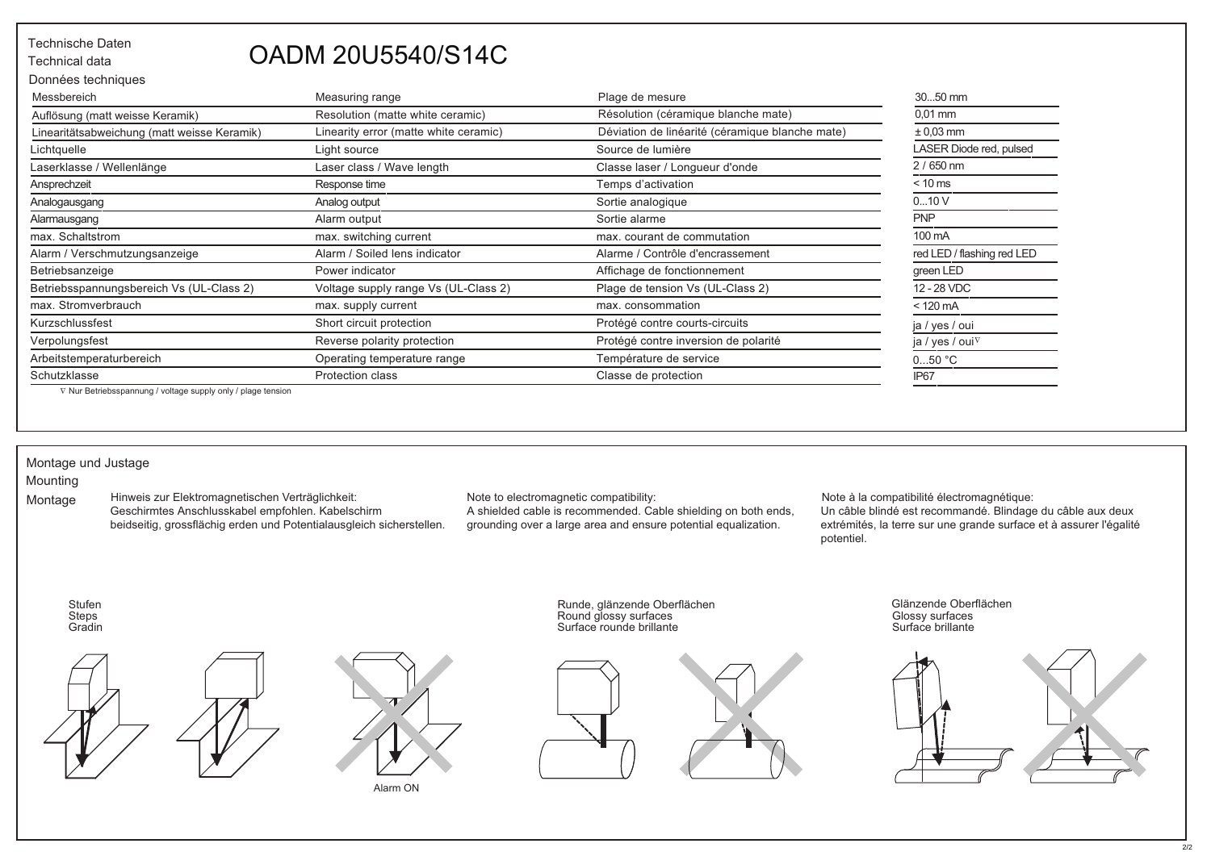# OADM 20U5540/S14C

Technische Daten
Technical data
Données techniques

| Technische Daten | Technical data | Données techniques | OADM 20U5540/S14C |
|---|---|---|---|
| Messbereich | Measuring range | Plage de mesure | 30...50 mm |
| Auflösung (matt weisse Keramik) | Resolution (matte white ceramic) | Résolution (céramique blanche mate) | 0,01 mm |
| Linearitätsabweichung (matt weisse Keramik) | Linearity error (matte white ceramic) | Déviation de linéarité (céramique blanche mate) | ± 0,03 mm |
| Lichtquelle | Light source | Source de lumière | LASER Diode red, pulsed |
| Laserklasse / Wellenlänge | Laser class / Wave length | Classe laser / Longueur d'onde | 2 / 650 nm |
| Ansprechzeit | Response time | Temps d'activation | < 10 ms |
| Analogausgang | Analog output | Sortie analogique | 0...10 V |
| Alarmausgang | Alarm output | Sortie alarme | PNP |
| max. Schaltstrom | max. switching current | max. courant de commutation | 100 mA |
| Alarm / Verschmutzungsanzeige | Alarm / Soiled lens indicator | Alarme / Contrôle d'encrassement | red LED / flashing red LED |
| Betriebsanzeige | Power indicator | Affichage de fonctionnement | green LED |
| Betriebsspannungsbereich Vs (UL-Class 2) | Voltage supply range Vs (UL-Class 2) | Plage de tension Vs (UL-Class 2) | 12 - 28 VDC |
| max. Stromverbrauch | max. supply current | max. consommation | < 120 mA |
| Kurzschlussfest | Short circuit protection | Protégé contre courts-circuits | ja / yes / oui |
| Verpolungsfest | Reverse polarity protection | Protégé contre inversion de polarité | ja / yes / oui[∇] |
| Arbeitstemperaturbereich | Operating temperature range | Température de service | 0...50 °C |
| Schutzklasse | Protection class | Classe de protection | IP67 |

∇ Nur Betriebsspannung / voltage supply only / plage tension

## Montage und Justage
## Mounting
## Montage

Hinweis zur Elektromagnetischen Verträglichkeit:
Geschirmtes Anschlusskabel empfohlen. Kabelschirm beidseitig, grossflächig erden und Potentialausgleich sicherstellen.

Note to electromagnetic compatibility:
A shielded cable is recommended. Cable shielding on both ends, grounding over a large area and ensure potential equalization.

Note à la compatibilité électromagnétique:
Un câble blindé est recommandé. Blindage du câble aux deux extrémités, la terre sur une grande surface et à assurer l'égalité potentiel.

Stufen
Steps
Gradin

Alarm ON

Runde, glänzende Oberflächen
Round glossy surfaces
Surface rounde brillante

Glänzende Oberflächen
Glossy surfaces
Surface brillante